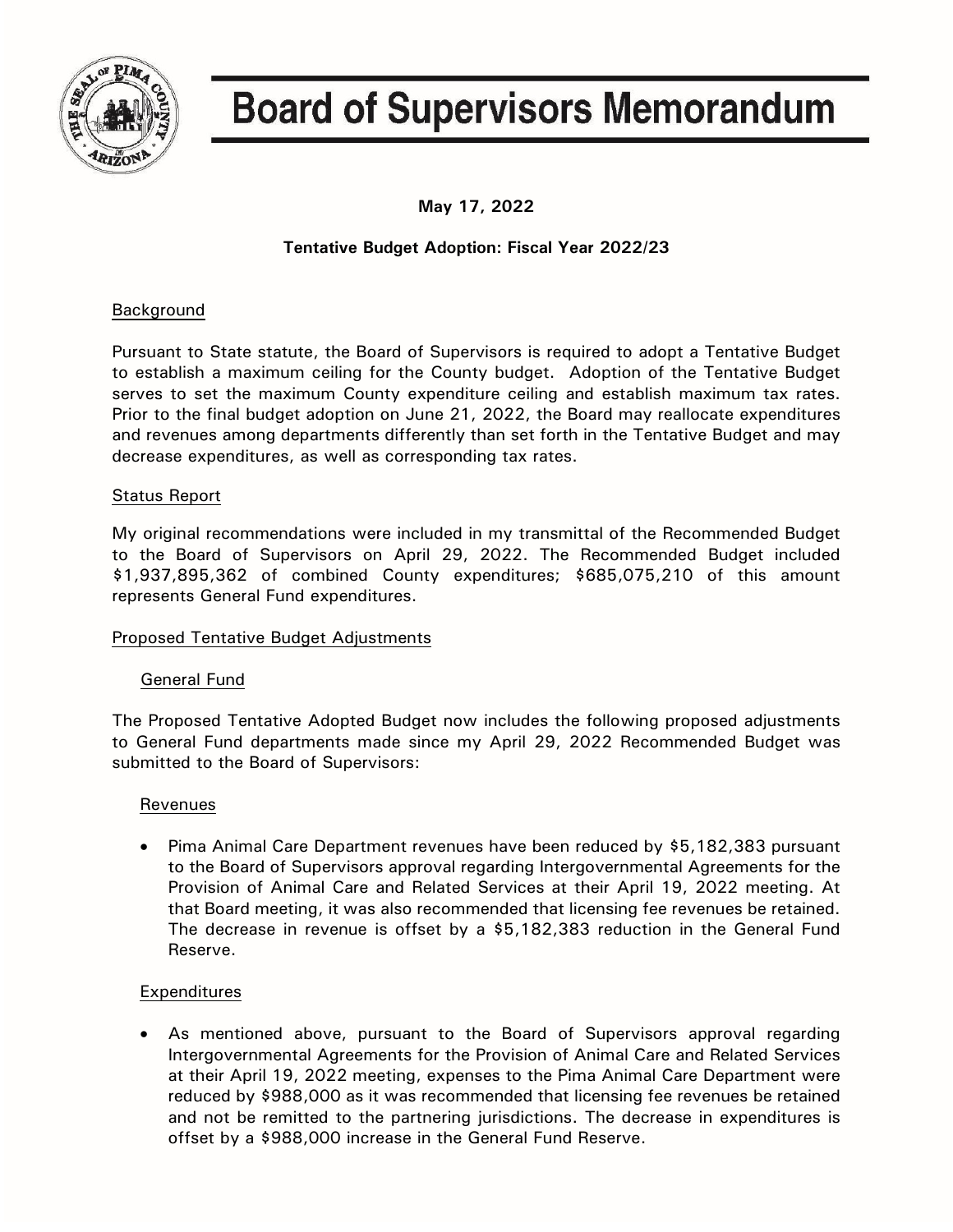# Board of Supervisors Memorandum

**May 17, 2022**

**Tentative Budget Adoption: Fiscal Year 2022/23**

## Background

Pursuant to State statute, the Board of Supervisors is required to adopt a Tentative Budget to establish a maximum ceiling for the County budget. Adoption of the Tentative Budget serves to set the maximum County expenditure ceiling and establish maximum tax rates. Prior to the final budget adoption on June 21, 2022, the Board may reallocate expenditures and revenues among departments differently than set forth in the Tentative Budget and may decrease expenditures, as well as corresponding tax rates.

## Status Report

My original recommendations were included in my transmittal of the Recommended Budget to the Board of Supervisors on April 29, 2022. The Recommended Budget included \$1,937,895,362 of combined County expenditures; \$685,075,210 of this amount represents General Fund expenditures.

## Proposed Tentative Budget Adjustments

### General Fund

The Proposed Tentative Adopted Budget now includes the following proposed adjustments to General Fund departments made since my April 29, 2022 Recommended Budget was submitted to the Board of Supervisors:

#### Revenues

- Pima Animal Care Department revenues have been reduced by \$5,182,383 pursuant to the Board of Supervisors approval regarding Intergovernmental Agreements for the Provision of Animal Care and Related Services at their April 19, 2022 meeting. At that Board meeting, it was also recommended that licensing fee revenues be retained. The decrease in revenue is offset by a \$5,182,383 reduction in the General Fund Reserve.

#### Expenditures

- As mentioned above, pursuant to the Board of Supervisors approval regarding Intergovernmental Agreements for the Provision of Animal Care and Related Services at their April 19, 2022 meeting, expenses to the Pima Animal Care Department were reduced by \$988,000 as it was recommended that licensing fee revenues be retained and not be remitted to the partnering jurisdictions. The decrease in expenditures is offset by a \$988,000 increase in the General Fund Reserve.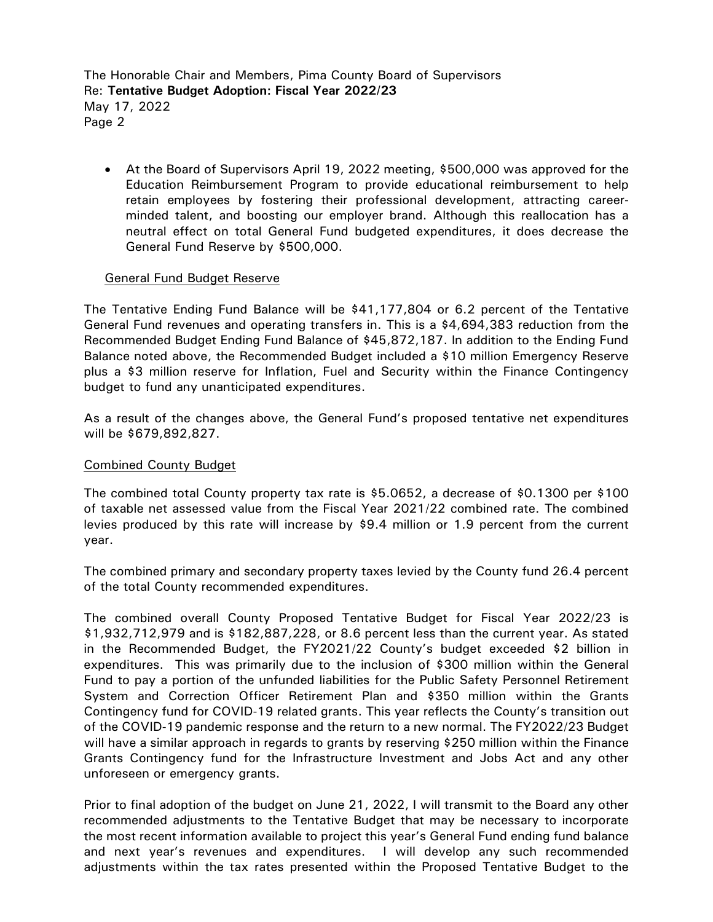- At the Board of Supervisors April 19, 2022 meeting, $500,000 was approved for the Education Reimbursement Program to provide educational reimbursement to help retain employees by fostering their professional development, attracting career-minded talent, and boosting our employer brand. Although this reallocation has a neutral effect on total General Fund budgeted expenditures, it does decrease the General Fund Reserve by $500,000.

General Fund Budget Reserve

The Tentative Ending Fund Balance will be $41,177,804 or 6.2 percent of the Tentative General Fund revenues and operating transfers in. This is a $4,694,383 reduction from the Recommended Budget Ending Fund Balance of $45,872,187. In addition to the Ending Fund Balance noted above, the Recommended Budget included a $10 million Emergency Reserve plus a $3 million reserve for Inflation, Fuel and Security within the Finance Contingency budget to fund any unanticipated expenditures.

As a result of the changes above, the General Fund's proposed tentative net expenditures will be $679,892,827.

Combined County Budget

The combined total County property tax rate is $5.0652, a decrease of $0.1300 per $100 of taxable net assessed value from the Fiscal Year 2021/22 combined rate. The combined levies produced by this rate will increase by $9.4 million or 1.9 percent from the current year.

The combined primary and secondary property taxes levied by the County fund 26.4 percent of the total County recommended expenditures.

The combined overall County Proposed Tentative Budget for Fiscal Year 2022/23 is $1,932,712,979 and is $182,887,228, or 8.6 percent less than the current year. As stated in the Recommended Budget, the FY2021/22 County's budget exceeded $2 billion in expenditures. This was primarily due to the inclusion of $300 million within the General Fund to pay a portion of the unfunded liabilities for the Public Safety Personnel Retirement System and Correction Officer Retirement Plan and $350 million within the Grants Contingency fund for COVID-19 related grants. This year reflects the County's transition out of the COVID-19 pandemic response and the return to a new normal. The FY2022/23 Budget will have a similar approach in regards to grants by reserving $250 million within the Finance Grants Contingency fund for the Infrastructure Investment and Jobs Act and any other unforeseen or emergency grants.

Prior to final adoption of the budget on June 21, 2022, I will transmit to the Board any other recommended adjustments to the Tentative Budget that may be necessary to incorporate the most recent information available to project this year's General Fund ending fund balance and next year's revenues and expenditures. I will develop any such recommended adjustments within the tax rates presented within the Proposed Tentative Budget to the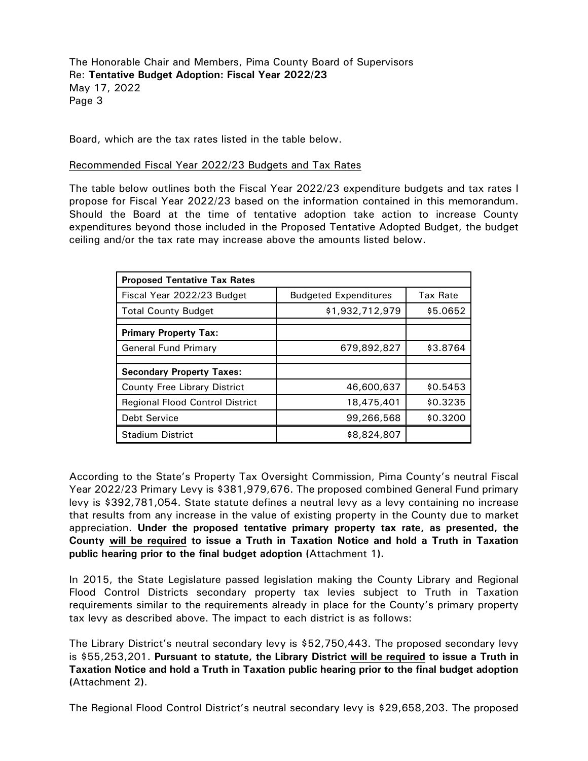Board, which are the tax rates listed in the table below.

Recommended Fiscal Year 2022/23 Budgets and Tax Rates

The table below outlines both the Fiscal Year 2022/23 expenditure budgets and tax rates I propose for Fiscal Year 2022/23 based on the information contained in this memorandum. Should the Board at the time of tentative adoption take action to increase County expenditures beyond those included in the Proposed Tentative Adopted Budget, the budget ceiling and/or the tax rate may increase above the amounts listed below.

| **Proposed Tentative Tax Rates** | | |
|---|---|---|
| Fiscal Year 2022/23 Budget | Budgeted Expenditures | Tax Rate |
| Total County Budget | $1,932,712,979 | $5.0652 |
| | | |
| **Primary Property Tax:** | | |
| General Fund Primary | 679,892,827 | $3.8764 |
| | | |
| **Secondary Property Taxes:** | | |
| County Free Library District | 46,600,637 | $0.5453 |
| Regional Flood Control District | 18,475,401 | $0.3235 |
| Debt Service | 99,266,568 | $0.3200 |
| Stadium District | $8,824,807 | |

According to the State's Property Tax Oversight Commission, Pima County's neutral Fiscal Year 2022/23 Primary Levy is $381,979,676. The proposed combined General Fund primary levy is $392,781,054. State statute defines a neutral levy as a levy containing no increase that results from any increase in the value of existing property in the County due to market appreciation. **Under the proposed tentative primary property tax rate, as presented, the County will be required to issue a Truth in Taxation Notice and hold a Truth in Taxation public hearing prior to the final budget adoption (**Attachment 1**).**

In 2015, the State Legislature passed legislation making the County Library and Regional Flood Control Districts secondary property tax levies subject to Truth in Taxation requirements similar to the requirements already in place for the County's primary property tax levy as described above. The impact to each district is as follows:

The Library District's neutral secondary levy is $52,750,443. The proposed secondary levy is $55,253,201. **Pursuant to statute, the Library District will be required to issue a Truth in Taxation Notice and hold a Truth in Taxation public hearing prior to the final budget adoption (**Attachment 2**).**

The Regional Flood Control District's neutral secondary levy is $29,658,203. The proposed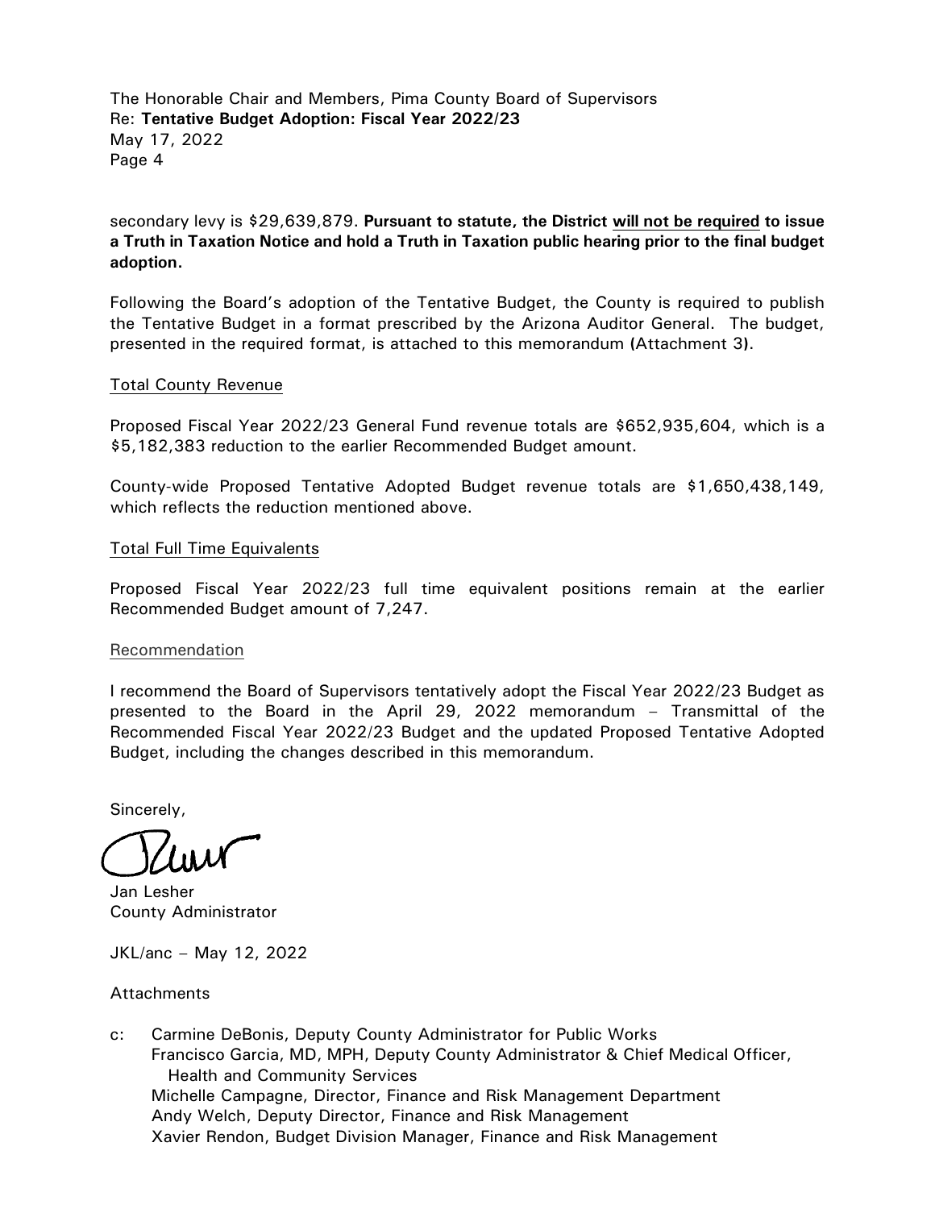secondary levy is $29,639,879. **Pursuant to statute, the District will not be required to issue a Truth in Taxation Notice and hold a Truth in Taxation public hearing prior to the final budget adoption.**

Following the Board's adoption of the Tentative Budget, the County is required to publish the Tentative Budget in a format prescribed by the Arizona Auditor General. The budget, presented in the required format, is attached to this memorandum (Attachment 3).

Total County Revenue

Proposed Fiscal Year 2022/23 General Fund revenue totals are $652,935,604, which is a $5,182,383 reduction to the earlier Recommended Budget amount.

County-wide Proposed Tentative Adopted Budget revenue totals are $1,650,438,149, which reflects the reduction mentioned above.

Total Full Time Equivalents

Proposed Fiscal Year 2022/23 full time equivalent positions remain at the earlier Recommended Budget amount of 7,247.

Recommendation

I recommend the Board of Supervisors tentatively adopt the Fiscal Year 2022/23 Budget as presented to the Board in the April 29, 2022 memorandum – Transmittal of the Recommended Fiscal Year 2022/23 Budget and the updated Proposed Tentative Adopted Budget, including the changes described in this memorandum.

Sincerely,

Jan Lesher
County Administrator

JKL/anc – May 12, 2022

Attachments

c: Carmine DeBonis, Deputy County Administrator for Public Works
Francisco Garcia, MD, MPH, Deputy County Administrator & Chief Medical Officer, Health and Community Services
Michelle Campagne, Director, Finance and Risk Management Department
Andy Welch, Deputy Director, Finance and Risk Management
Xavier Rendon, Budget Division Manager, Finance and Risk Management